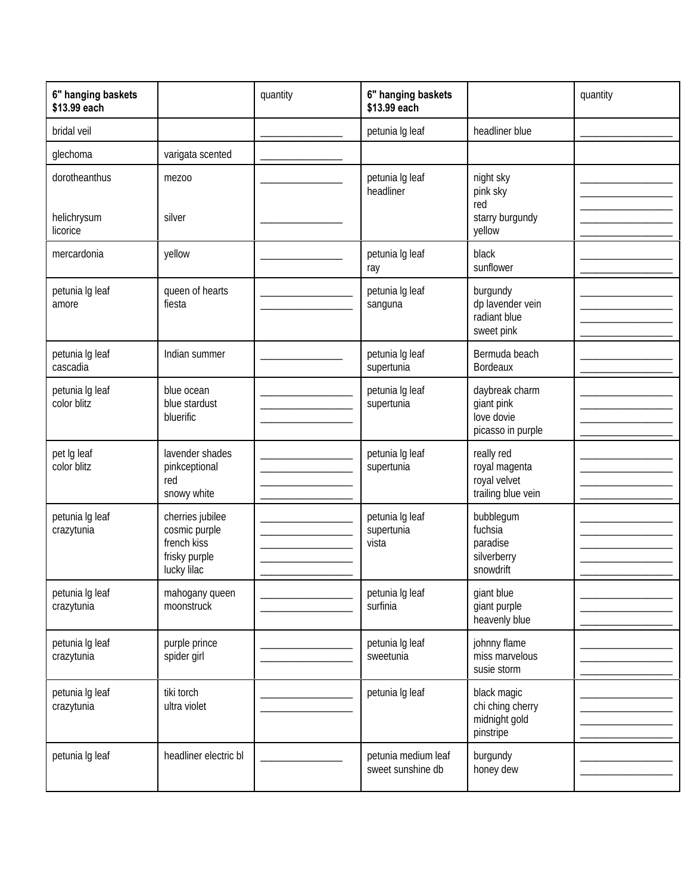| 6" hanging baskets<br>$13.99 each | | quantity | 6" hanging baskets<br>$13.99 each | | quantity |
|---|---|---|---|---|---|
| bridal veil | | ________________ | petunia lg leaf | headliner blue | __________________ |
| glechoma | varigata scented | ________________ | | | |
| dorotheanthus<br><br><br>helichrysum<br>licorice | mezoo<br><br><br>silver | ________________<br><br><br>________________ | petunia lg leaf<br>headliner | night sky<br>pink sky<br>red<br>starry burgundy<br>yellow | __________________<br>__________________<br>__________________<br>__________________<br>__________________ |
| mercardonia | yellow | ________________ | petunia lg leaf<br>ray | black<br>sunflower | __________________<br>__________________ |
| petunia lg leaf<br>amore | queen of hearts<br>fiesta | __________________<br>__________________ | petunia lg leaf<br>sanguna | burgundy<br>dp lavender vein<br>radiant blue<br>sweet pink | __________________<br>__________________<br>__________________<br>__________________ |
| petunia lg leaf<br>cascadia | Indian summer | ________________ | petunia lg leaf<br>supertunia | Bermuda beach<br>Bordeaux | __________________<br>__________________ |
| petunia lg leaf<br>color blitz | blue ocean<br>blue stardust<br>bluerific | __________________<br>__________________<br>__________________ | petunia lg leaf<br>supertunia | daybreak charm<br>giant pink<br>love dovie<br>picasso in purple | __________________<br>__________________<br>__________________<br>__________________ |
| pet lg leaf<br>color blitz | lavender shades<br>pinkceptional<br>red<br>snowy white | __________________<br>__________________<br>__________________<br>__________________ | petunia lg leaf<br>supertunia | really red<br>royal magenta<br>royal velvet<br>trailing blue vein | __________________<br>__________________<br>__________________<br>__________________ |
| petunia lg leaf<br>crazytunia | cherries jubilee<br>cosmic purple<br>french kiss<br>frisky purple<br>lucky lilac | __________________<br>__________________<br>__________________<br>__________________<br>__________________ | petunia lg leaf<br>supertunia<br>vista | bubblegum<br>fuchsia<br>paradise<br>silverberry<br>snowdrift | __________________<br>__________________<br>__________________<br>__________________<br>__________________ |
| petunia lg leaf<br>crazytunia | mahogany queen<br>moonstruck | __________________<br>__________________ | petunia lg leaf<br>surfinia | giant blue<br>giant purple<br>heavenly blue | __________________<br>__________________<br>__________________ |
| petunia lg leaf<br>crazytunia | purple prince<br>spider girl | __________________<br>__________________ | petunia lg leaf<br>sweetunia | johnny flame<br>miss marvelous<br>susie storm | __________________<br>__________________<br>__________________ |
| petunia lg leaf<br>crazytunia | tiki torch<br>ultra violet | __________________<br>__________________ | petunia lg leaf | black magic<br>chi ching cherry<br>midnight gold<br>pinstripe | __________________<br>__________________<br>__________________<br>__________________ |
| petunia lg leaf | headliner electric bl | ________________ | petunia medium leaf<br>sweet sunshine db | burgundy<br>honey dew | __________________<br>__________________ |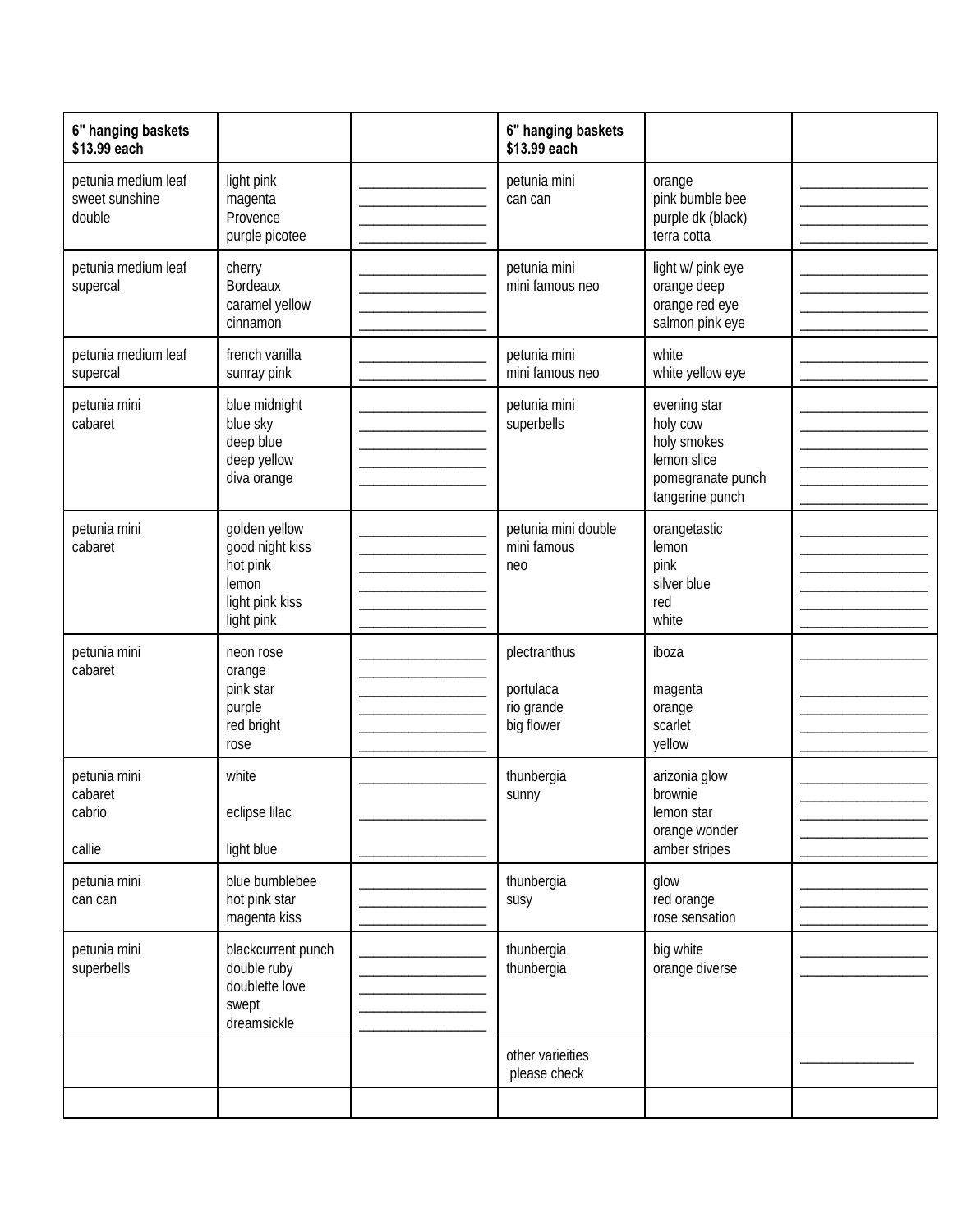| 6" hanging baskets $13.99 each | | | 6" hanging baskets $13.99 each | | |
|---|---|---|---|---|---|
| petunia medium leaf sweet sunshine double | light pink<br>magenta<br>Provence<br>purple picotee | ________________<br>________________<br>________________<br>________________ | petunia mini can can | orange<br>pink bumble bee<br>purple dk (black)<br>terra cotta | ________________<br>________________<br>________________<br>________________ |
| petunia medium leaf supercal | cherry<br>Bordeaux<br>caramel yellow<br>cinnamon | ________________<br>________________<br>________________<br>________________ | petunia mini mini famous neo | light w/ pink eye<br>orange deep<br>orange red eye<br>salmon pink eye | ________________<br>________________<br>________________<br>________________ |
| petunia medium leaf supercal | french vanilla<br>sunray pink | ________________<br>________________ | petunia mini mini famous neo | white<br>white yellow eye | ________________<br>________________ |
| petunia mini cabaret | blue midnight<br>blue sky<br>deep blue<br>deep yellow<br>diva orange | ________________<br>________________<br>________________<br>________________<br>________________ | petunia mini superbells | evening star<br>holy cow<br>holy smokes<br>lemon slice<br>pomegranate punch<br>tangerine punch | ________________<br>________________<br>________________<br>________________<br>________________<br>________________ |
| petunia mini cabaret | golden yellow<br>good night kiss<br>hot pink<br>lemon<br>light pink kiss<br>light pink | ________________<br>________________<br>________________<br>________________<br>________________<br>________________ | petunia mini double mini famous neo | orangetastic<br>lemon<br>pink<br>silver blue<br>red<br>white | ________________<br>________________<br>________________<br>________________<br>________________<br>________________ |
| petunia mini cabaret | neon rose<br>orange<br>pink star<br>purple<br>red bright<br>rose | ________________<br>________________<br>________________<br>________________<br>________________<br>________________ | plectranthus<br><br>portulaca<br>rio grande<br>big flower | iboza<br><br>magenta<br>orange<br>scarlet<br>yellow | ________________<br><br>________________<br>________________<br>________________<br>________________ |
| petunia mini cabaret<br>cabrio<br><br>callie | white<br><br>eclipse lilac<br><br>light blue | ________________<br><br>________________<br><br>________________ | thunbergia sunny | arizonia glow<br>brownie<br>lemon star<br>orange wonder<br>amber stripes | ________________<br>________________<br>________________<br>________________<br>________________ |
| petunia mini can can | blue bumblebee<br>hot pink star<br>magenta kiss | ________________<br>________________<br>________________ | thunbergia susy | glow<br>red orange<br>rose sensation | ________________<br>________________<br>________________ |
| petunia mini superbells | blackcurrent punch<br>double ruby<br>doublette love<br>swept<br>dreamsickle | ________________<br>________________<br>________________<br>________________<br>________________ | thunbergia<br>thunbergia | big white<br>orange diverse | ________________<br>________________ |
| | | | other varieities please check | | ______________ |
| | | | | | |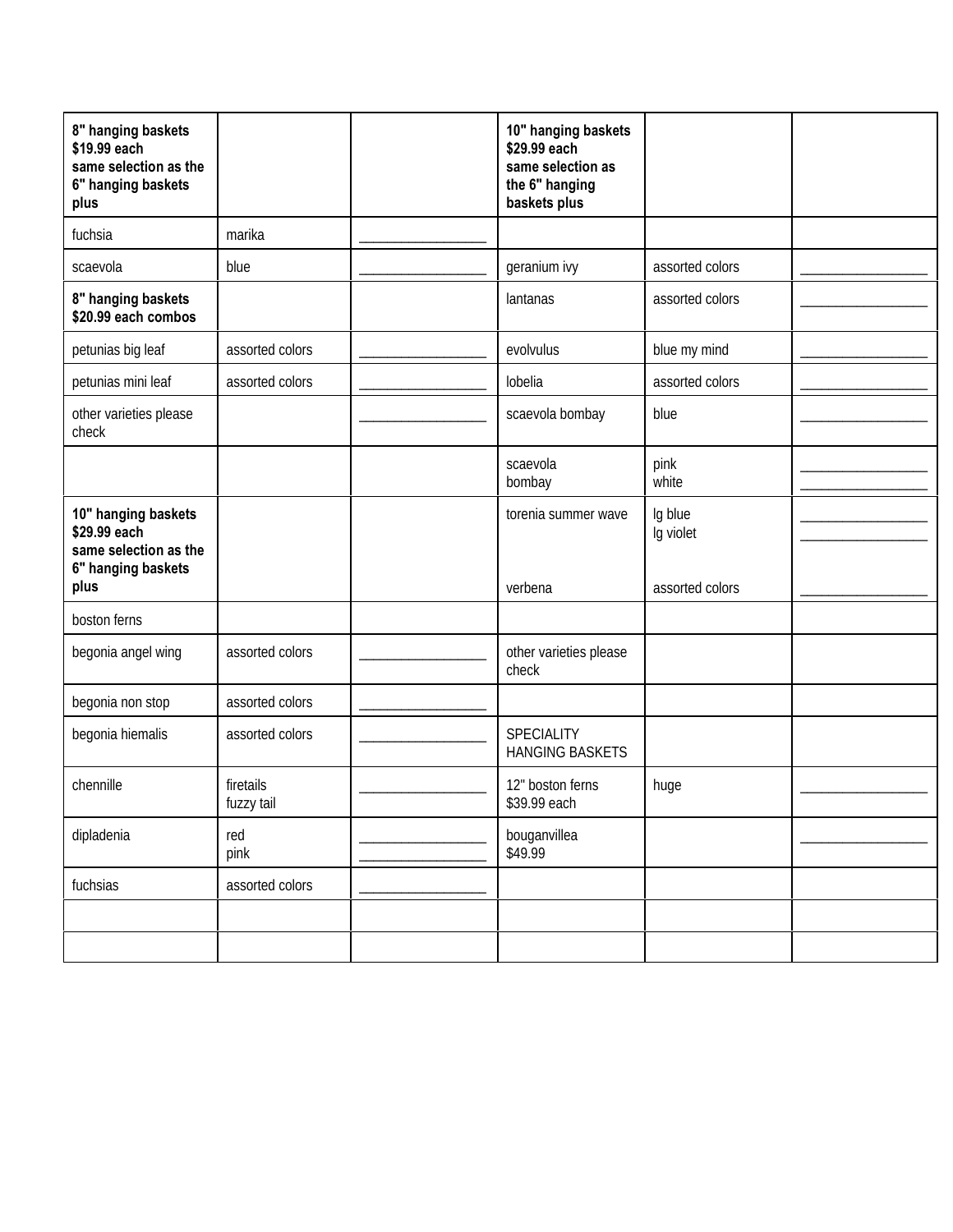| | | | | | |
|---|---|---|---|---|---|
| **8" hanging baskets $19.99 each same selection as the 6" hanging baskets plus** | | | **10" hanging baskets $29.99 each same selection as the 6" hanging baskets plus** | | |
| fuchsia | marika | _________________ | | | |
| scaevola | blue | _________________ | geranium ivy | assorted colors | _________________ |
| **8" hanging baskets $20.99 each combos** | | | lantanas | assorted colors | _________________ |
| petunias big leaf | assorted colors | _________________ | evolvulus | blue my mind | _________________ |
| petunias mini leaf | assorted colors | _________________ | lobelia | assorted colors | _________________ |
| other varieties please check | | _________________ | scaevola bombay | blue | _________________ |
| | | | scaevola bombay | pink<br>white | _________________<br>_________________ |
| **10" hanging baskets $29.99 each same selection as the 6" hanging baskets plus** | | | torenia summer wave<br><br>verbena | lg blue<br>lg violet<br><br>assorted colors | _________________<br>_________________<br><br>_________________ |
| boston ferns | | | | | |
| begonia angel wing | assorted colors | _________________ | other varieties please check | | |
| begonia non stop | assorted colors | _________________ | | | |
| begonia hiemalis | assorted colors | _________________ | SPECIALITY HANGING BASKETS | | |
| chennille | firetails<br>fuzzy tail | _________________ | 12" boston ferns $39.99 each | huge | _________________ |
| dipladenia | red<br>pink | _________________<br>_________________ | bouganvillea $49.99 | | _________________ |
| fuchsias | assorted colors | _________________ | | | |
| | | | | | |
| | | | | | |